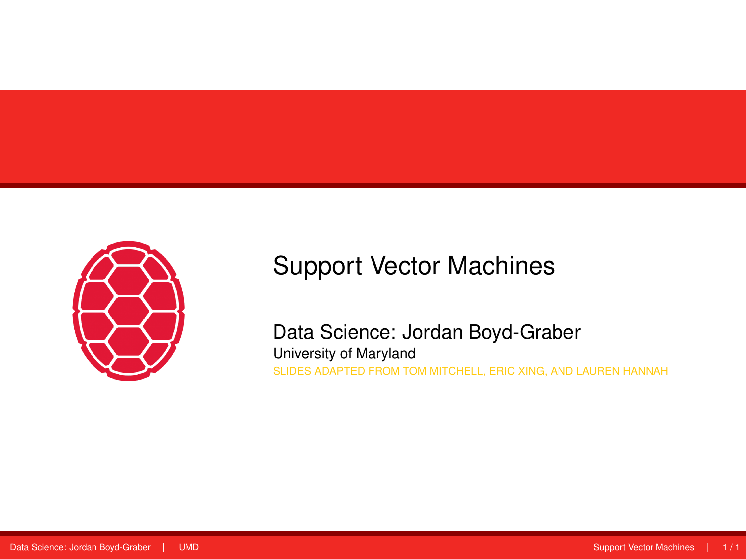# Support Vector Machines

Data Science: Jordan Boyd-Graber

University of Maryland

SLIDES ADAPTED FROM TOM MITCHELL, ERIC XING, AND LAUREN HANNAH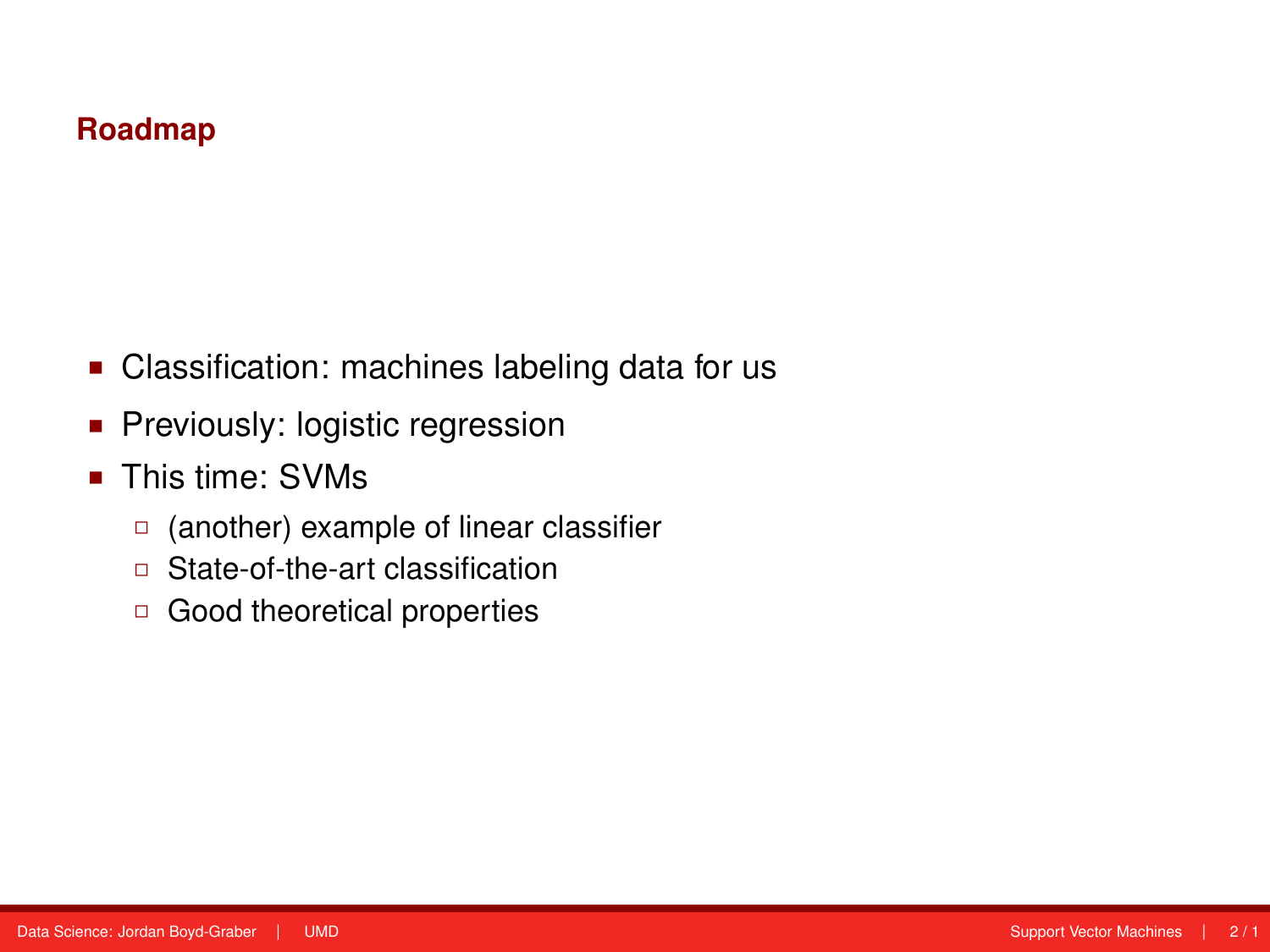## Roadmap

- Classification: machines labeling data for us
- Previously: logistic regression
- This time: SVMs
  - (another) example of linear classifier
  - State-of-the-art classification
  - Good theoretical properties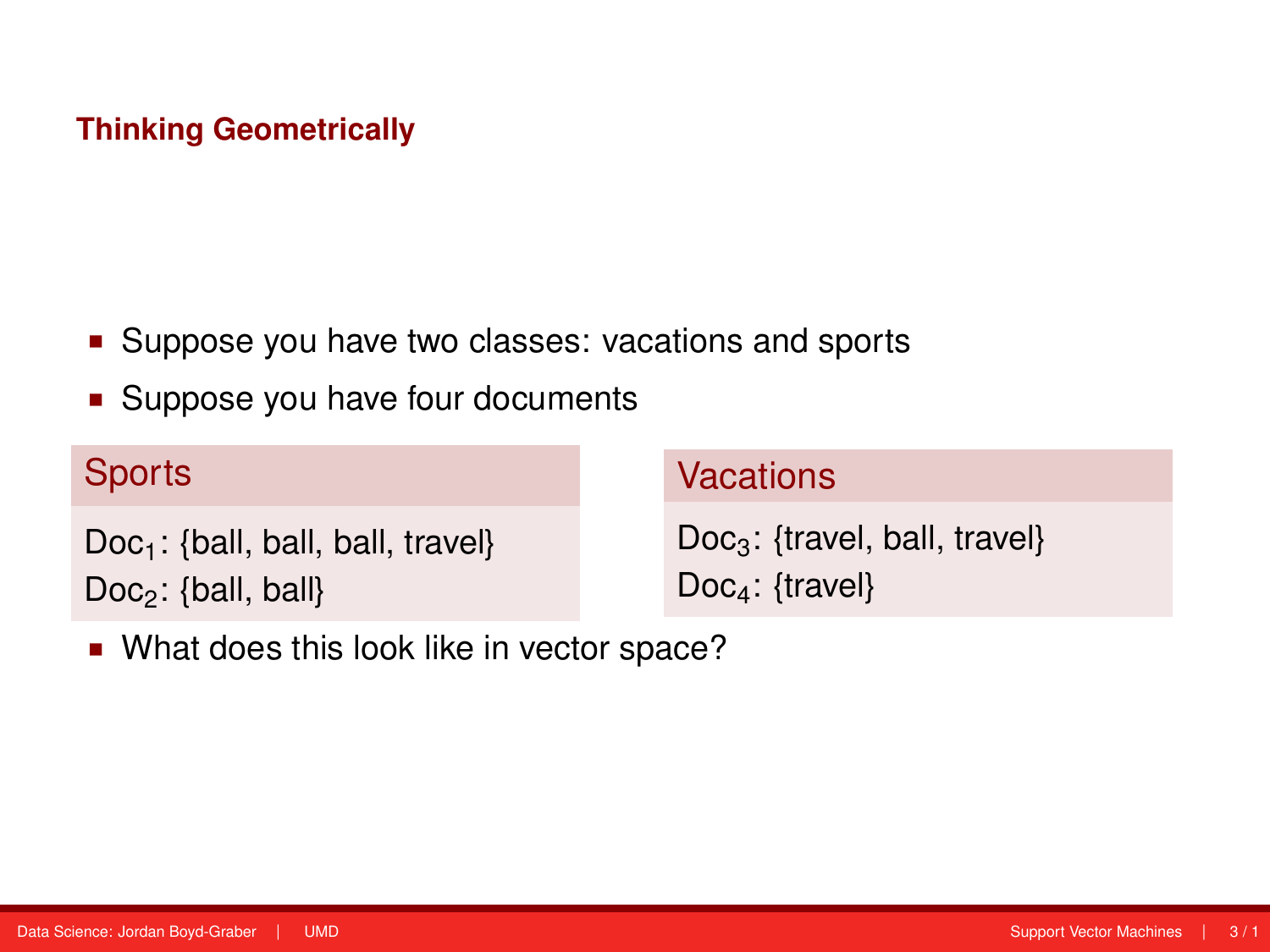# Thinking Geometrically

- Suppose you have two classes: vacations and sports
- Suppose you have four documents

**Sports**

$\text{Doc}_1$: {ball, ball, ball, travel}
$\text{Doc}_2$: {ball, ball}

**Vacations**

$\text{Doc}_3$: {travel, ball, travel}
$\text{Doc}_4$: {travel}

- What does this look like in vector space?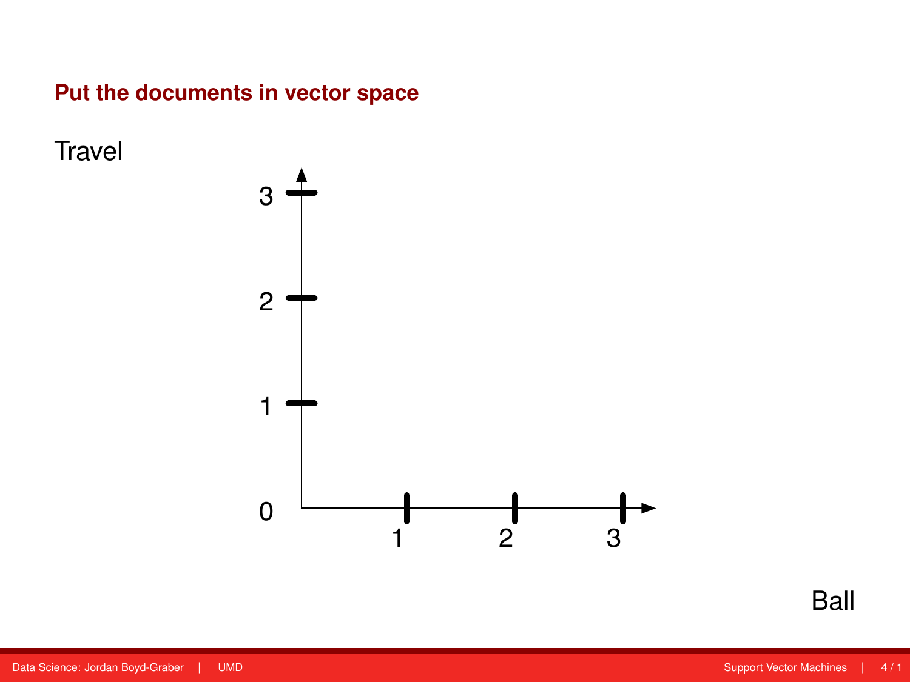## Put the documents in vector space

Travel

Ball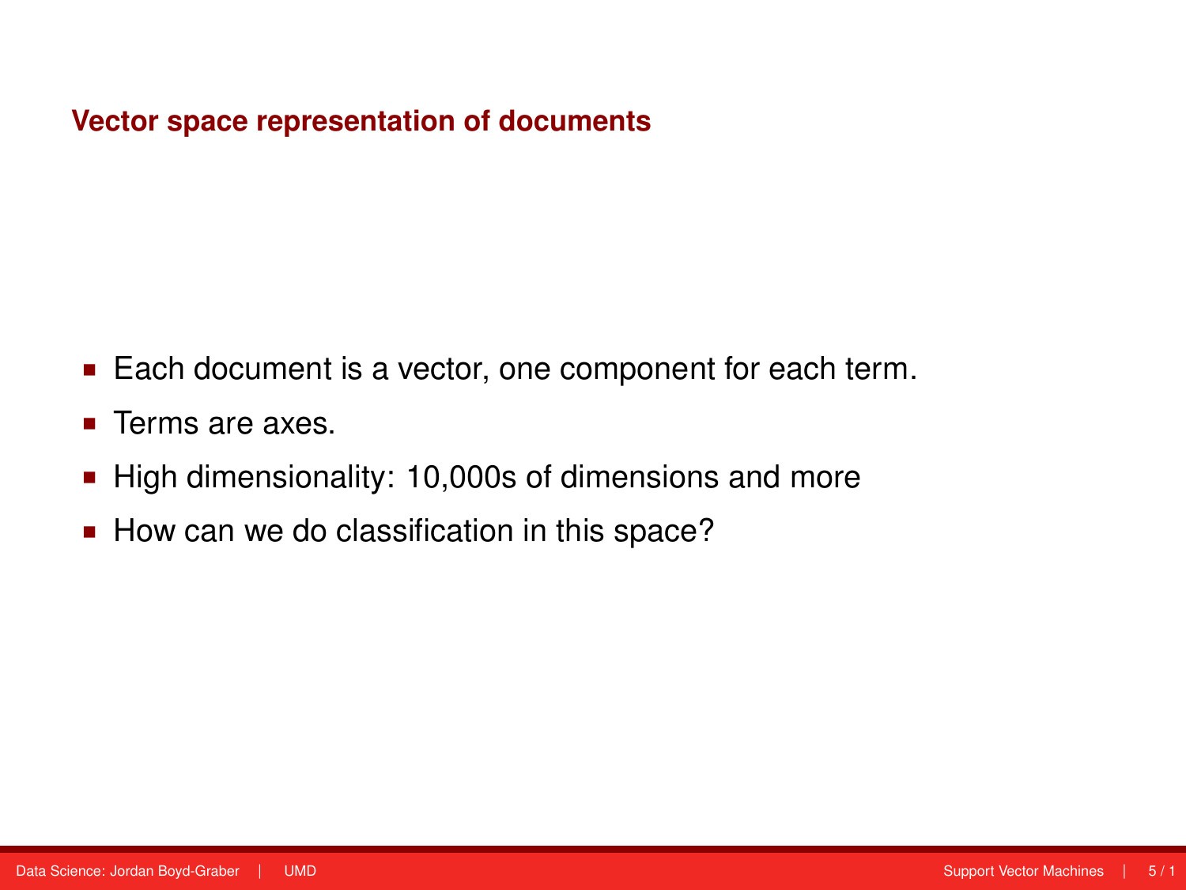## Vector space representation of documents

- Each document is a vector, one component for each term.
- Terms are axes.
- High dimensionality: 10,000s of dimensions and more
- How can we do classification in this space?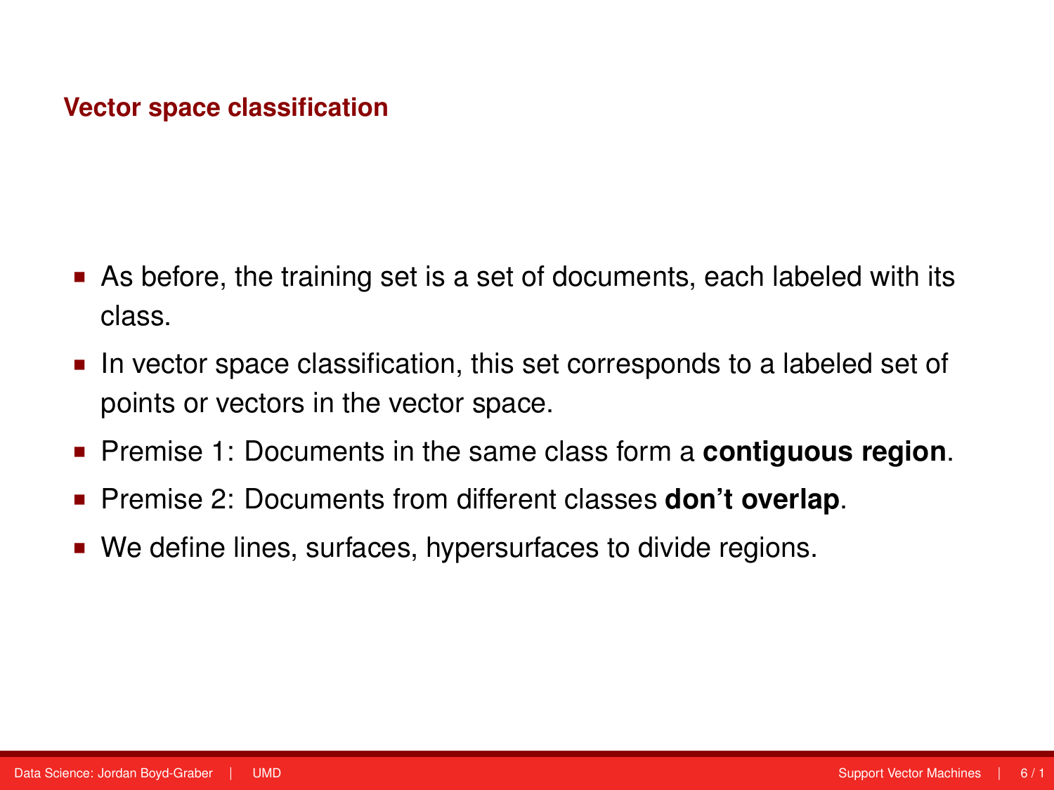## Vector space classification

- As before, the training set is a set of documents, each labeled with its class.
- In vector space classification, this set corresponds to a labeled set of points or vectors in the vector space.
- Premise 1: Documents in the same class form a **contiguous region**.
- Premise 2: Documents from different classes **don't overlap**.
- We define lines, surfaces, hypersurfaces to divide regions.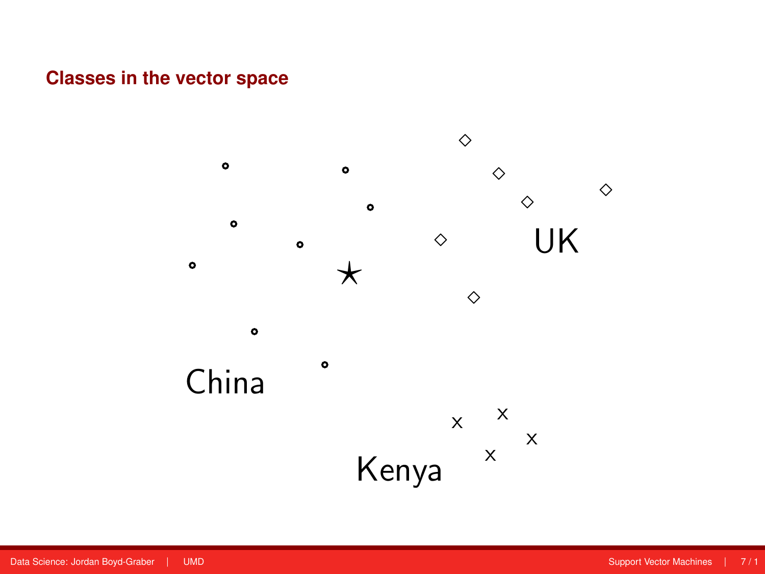### Classes in the vector space

UK

China

Kenya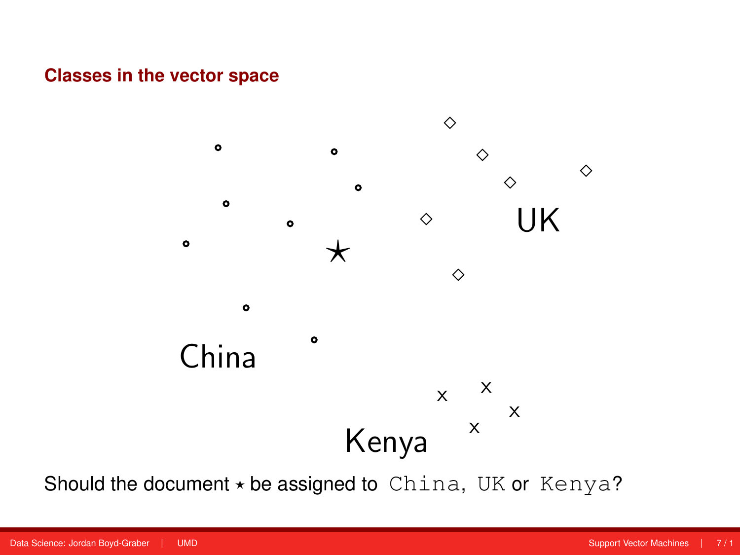## Classes in the vector space

UK

China

Kenya

Should the document $\star$ be assigned to `China`, `UK` or `Kenya`?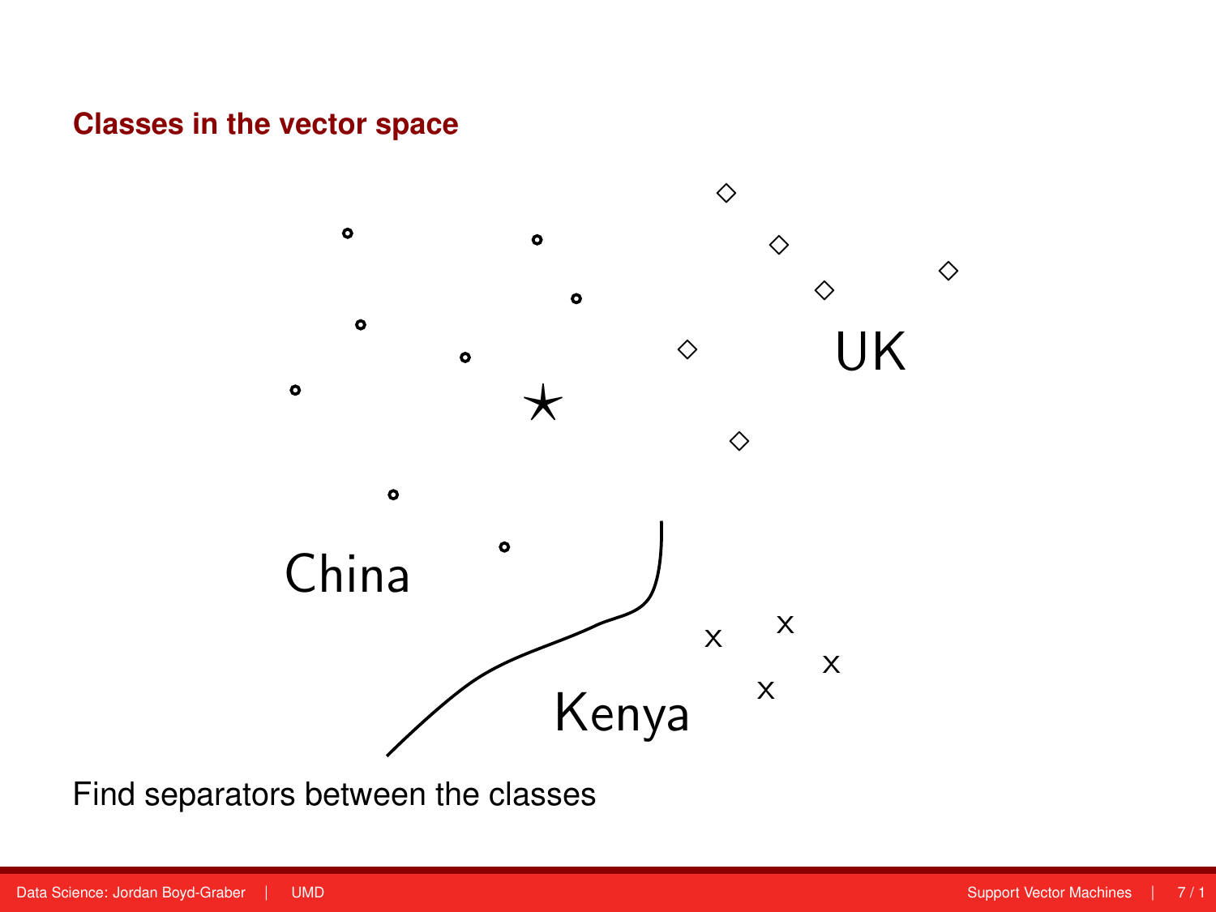## Classes in the vector space

UK

China

Kenya

Find separators between the classes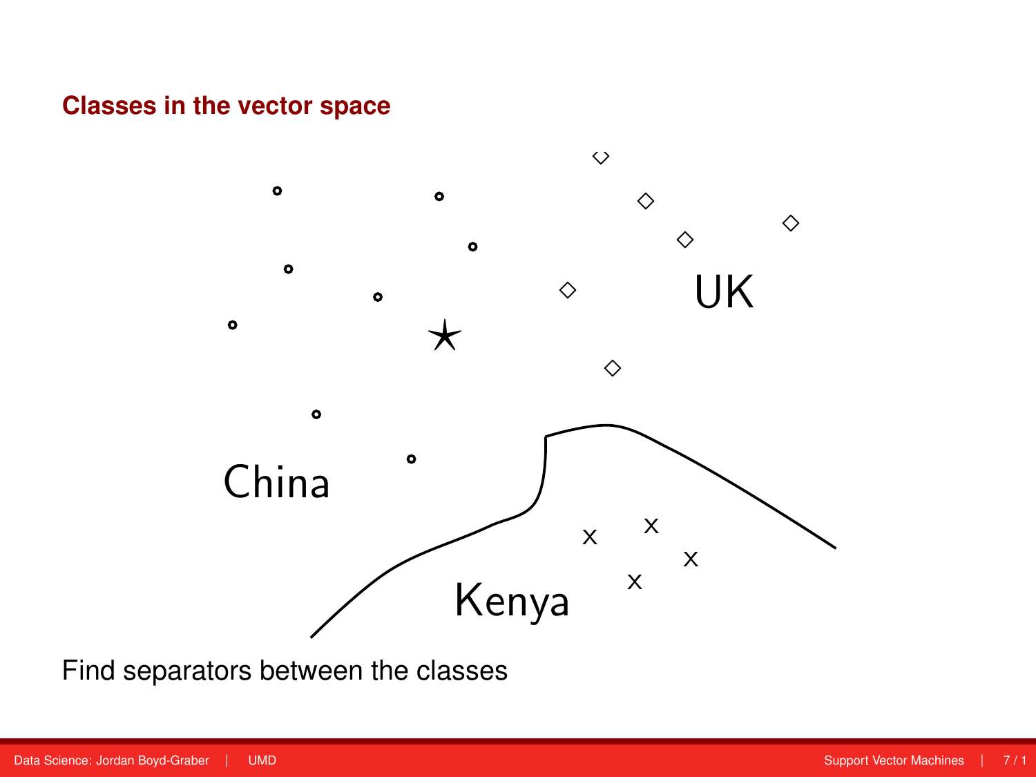## Classes in the vector space

UK

China

Kenya

Find separators between the classes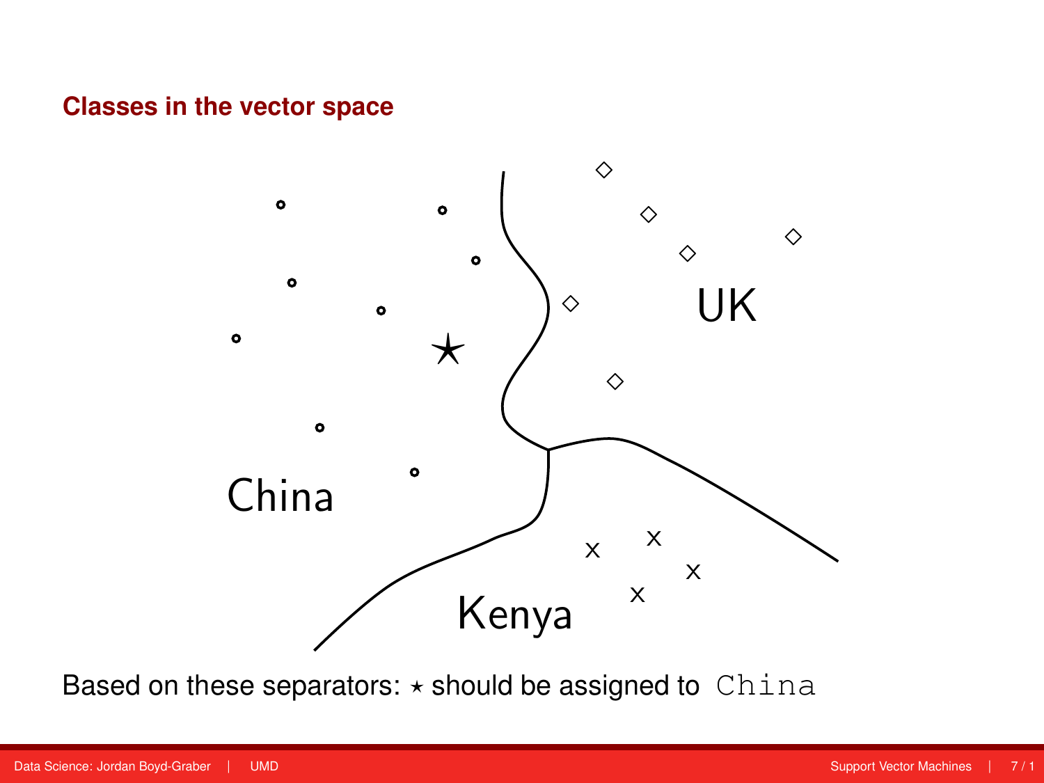## Classes in the vector space

Based on these separators: $\star$ should be assigned to `China`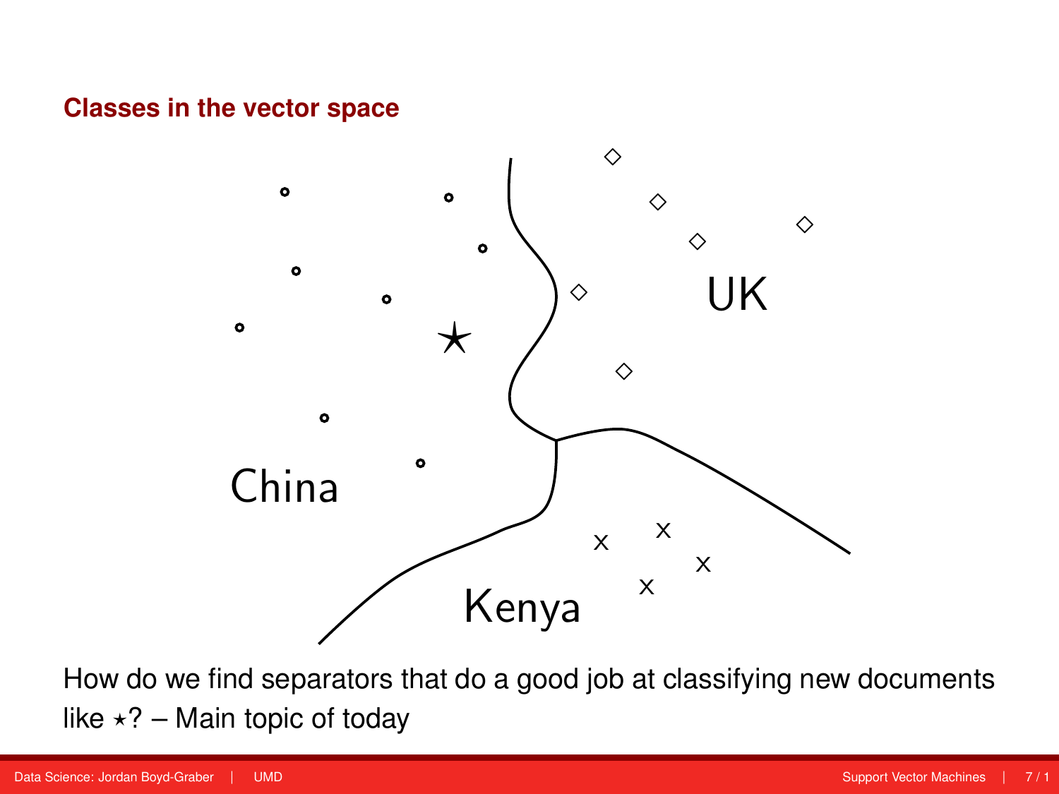## Classes in the vector space

China

UK

Kenya

How do we find separators that do a good job at classifying new documents like $\star$? – Main topic of today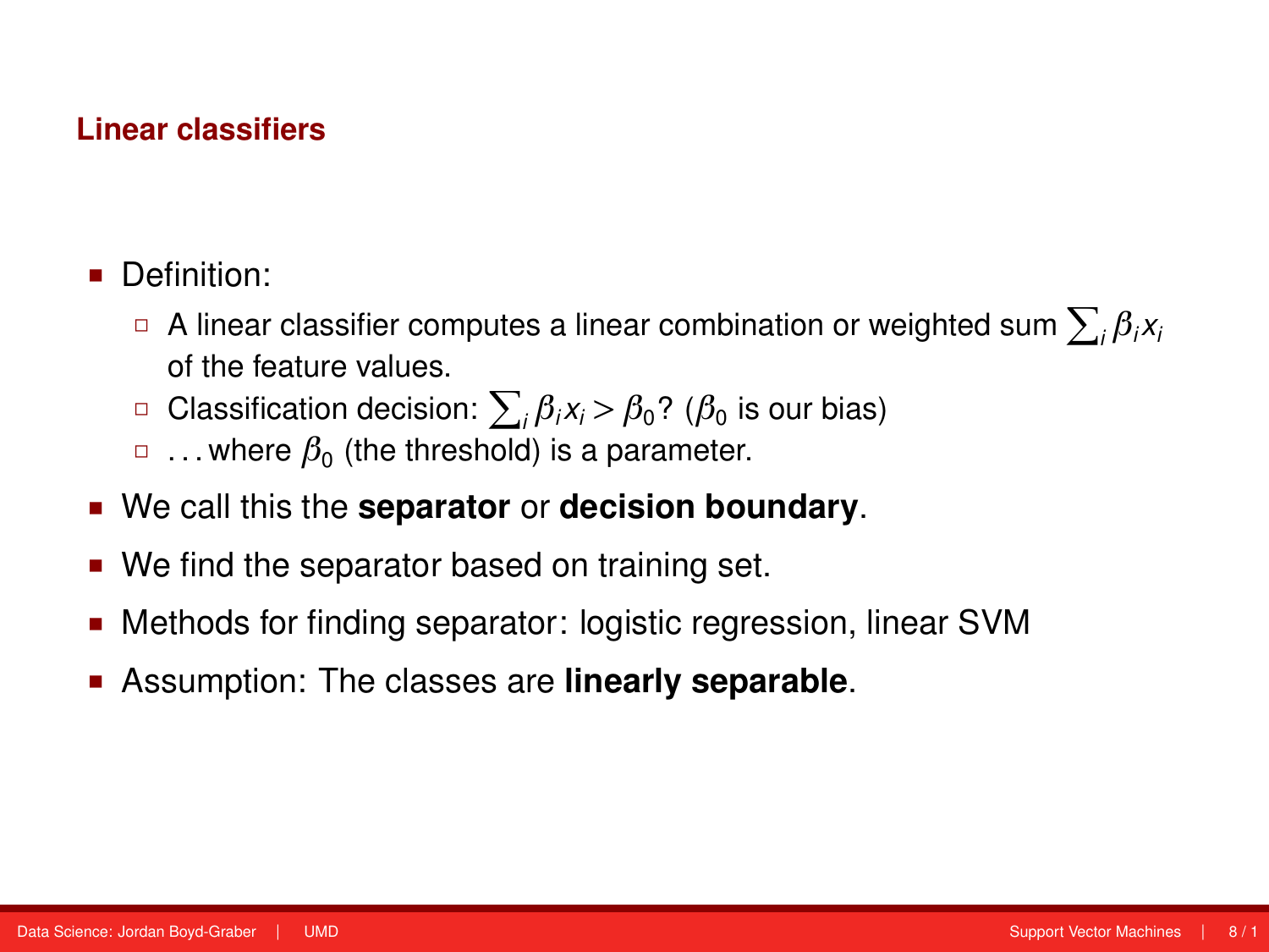## Linear classifiers

- Definition:
  - A linear classifier computes a linear combination or weighted sum $\sum_i \beta_i x_i$ of the feature values.
  - Classification decision: $\sum_i \beta_i x_i > \beta_0$? ($\beta_0$ is our bias)
  - ...where $\beta_0$ (the threshold) is a parameter.
- We call this the **separator** or **decision boundary**.
- We find the separator based on training set.
- Methods for finding separator: logistic regression, linear SVM
- Assumption: The classes are **linearly separable**.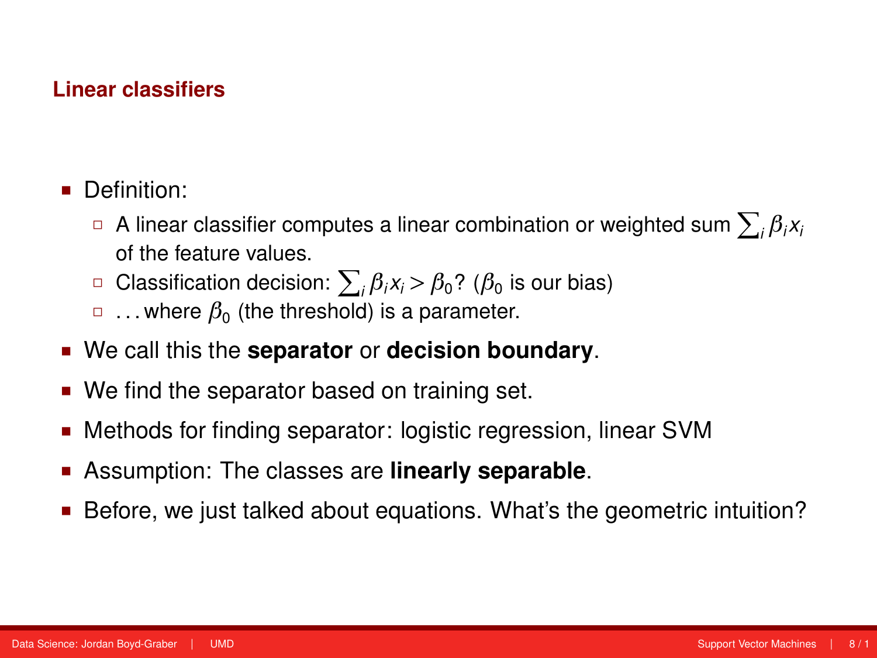## Linear classifiers

- Definition:
  - A linear classifier computes a linear combination or weighted sum $\sum_i \beta_i x_i$ of the feature values.
  - Classification decision: $\sum_i \beta_i x_i > \beta_0$? ($\beta_0$ is our bias)
  - . . . where $\beta_0$ (the threshold) is a parameter.
- We call this the **separator** or **decision boundary**.
- We find the separator based on training set.
- Methods for finding separator: logistic regression, linear SVM
- Assumption: The classes are **linearly separable**.
- Before, we just talked about equations. What's the geometric intuition?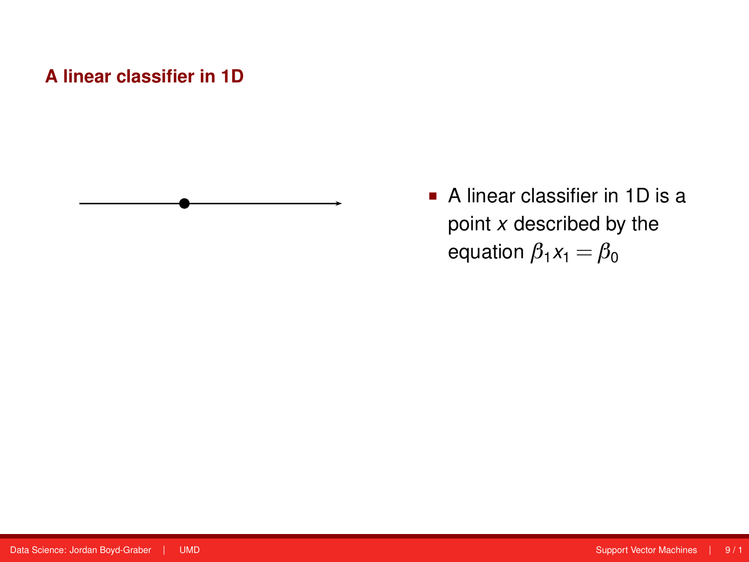## A linear classifier in 1D

- A linear classifier in 1D is a point $x$ described by the equation $\beta_1 x_1 = \beta_0$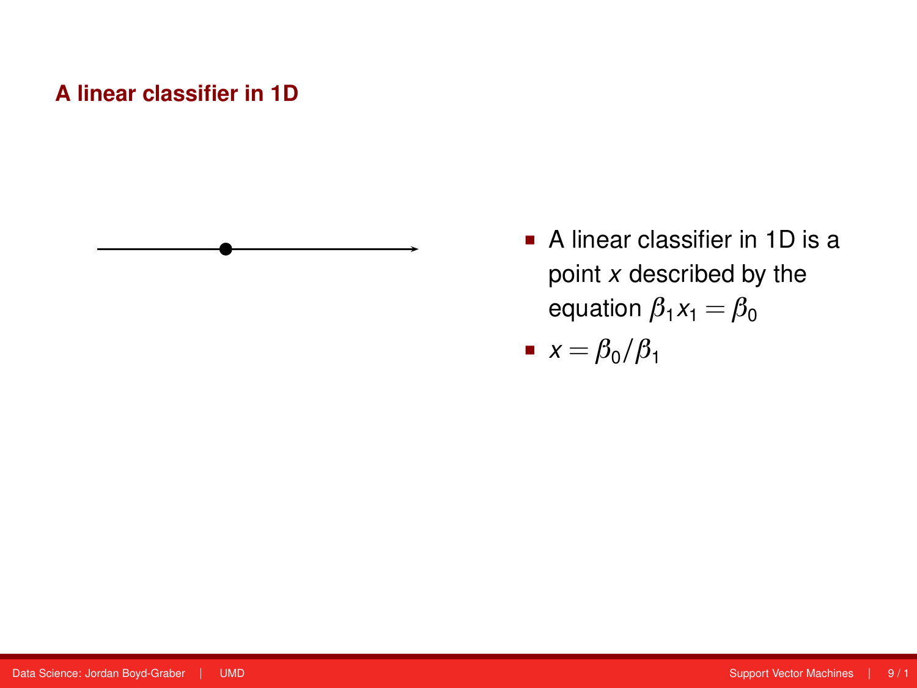## A linear classifier in 1D

- A linear classifier in 1D is a point $x$ described by the equation $\beta_1 x_1 = \beta_0$
- $x = \beta_0 / \beta_1$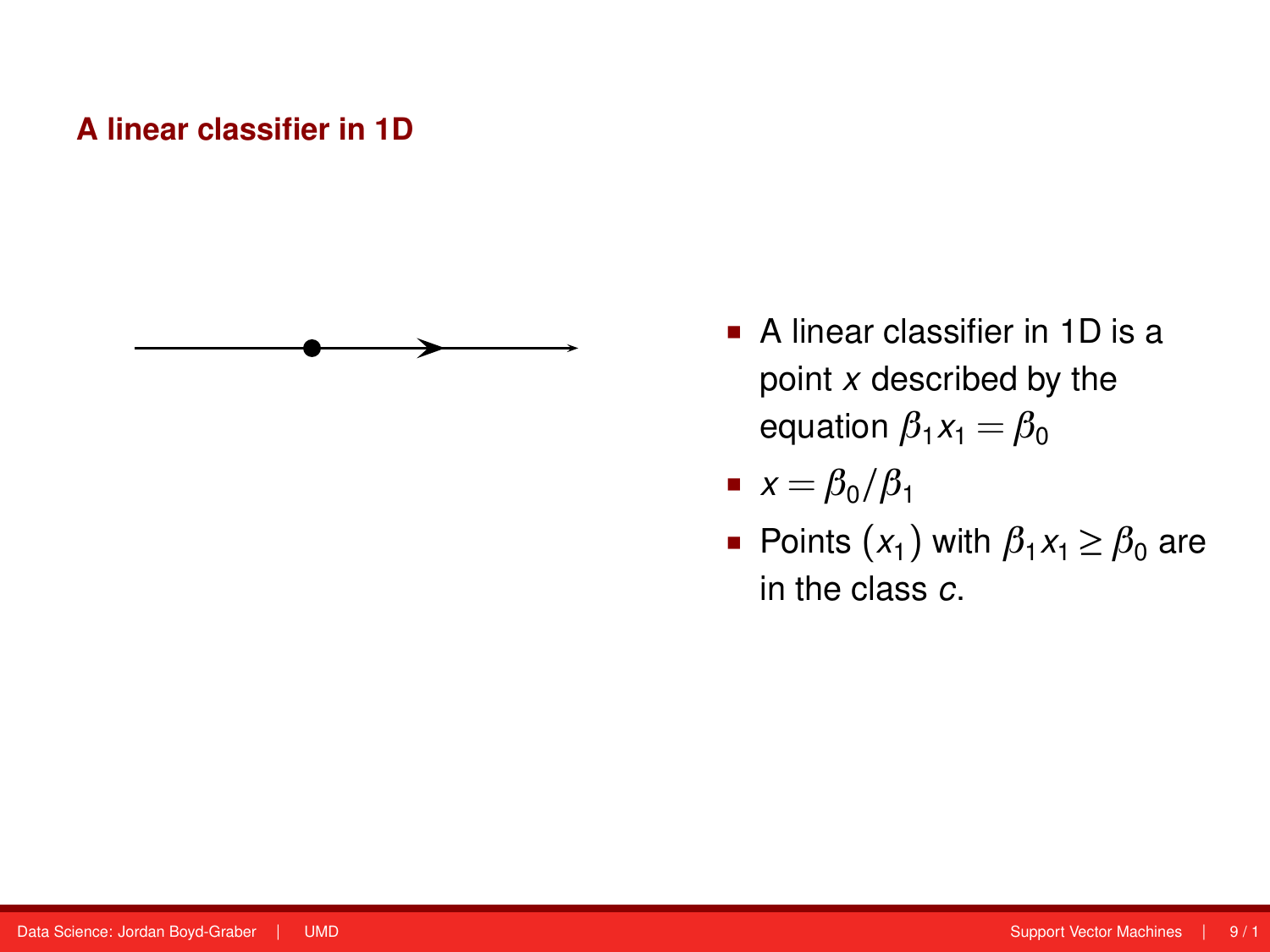## A linear classifier in 1D

- A linear classifier in 1D is a point $x$ described by the equation $\beta_1 x_1 = \beta_0$
- $x = \beta_0 / \beta_1$
- Points $(x_1)$ with $\beta_1 x_1 \geq \beta_0$ are in the class $c$.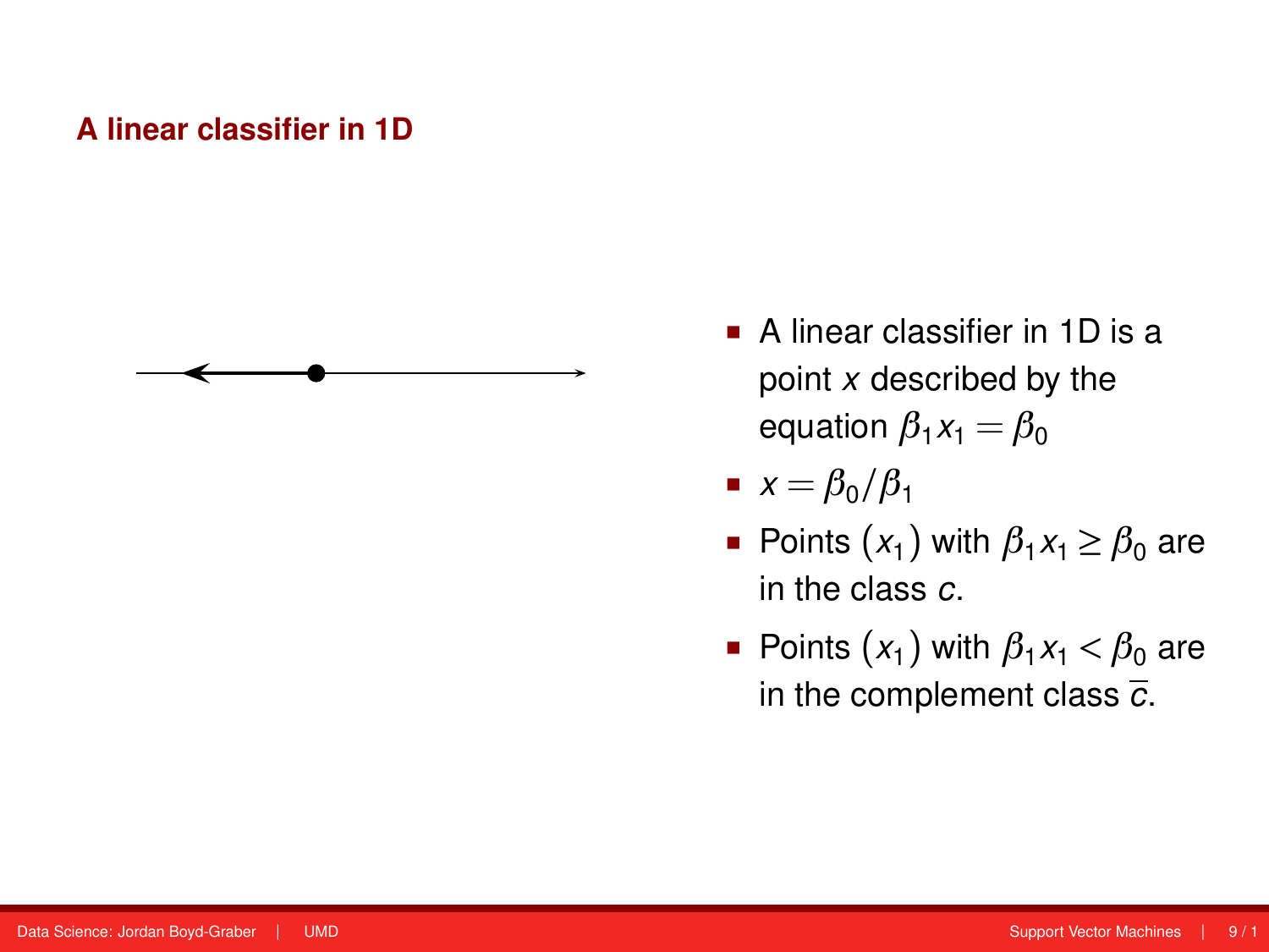## A linear classifier in 1D

- A linear classifier in 1D is a point $x$ described by the equation $\beta_1 x_1 = \beta_0$
- $x = \beta_0 / \beta_1$
- Points $(x_1)$ with $\beta_1 x_1 \geq \beta_0$ are in the class $c$.
- Points $(x_1)$ with $\beta_1 x_1 < \beta_0$ are in the complement class $\overline{c}$.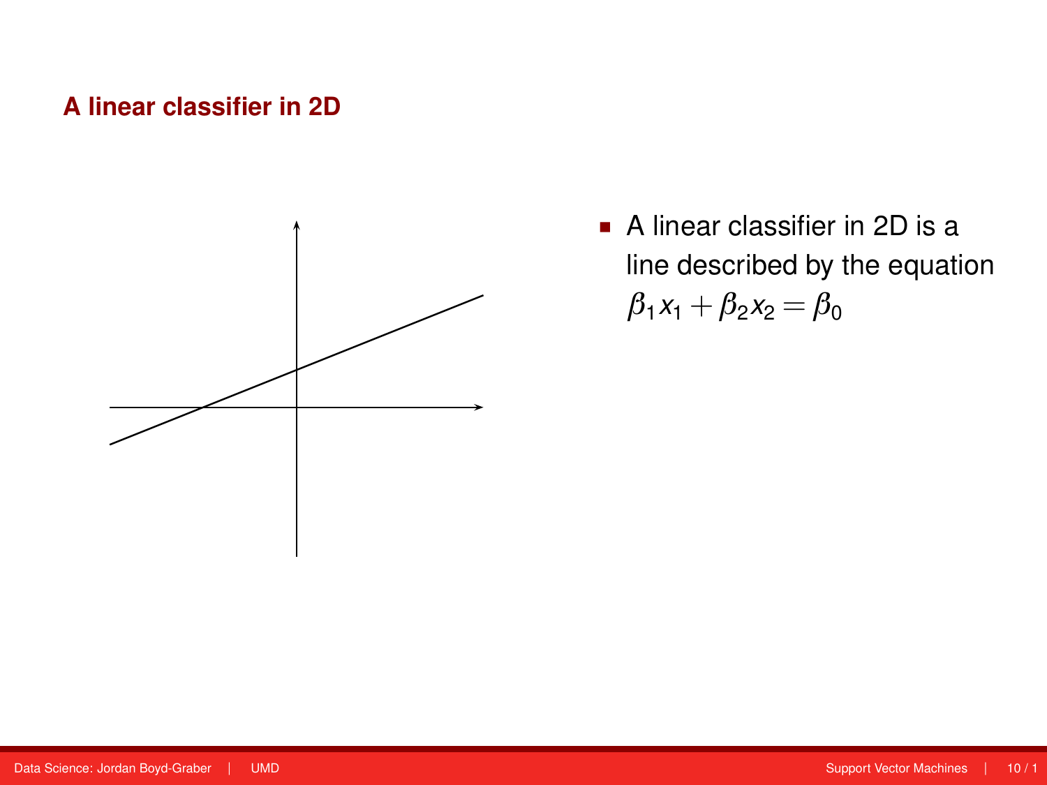## A linear classifier in 2D

- A linear classifier in 2D is a line described by the equation $\beta_1 x_1 + \beta_2 x_2 = \beta_0$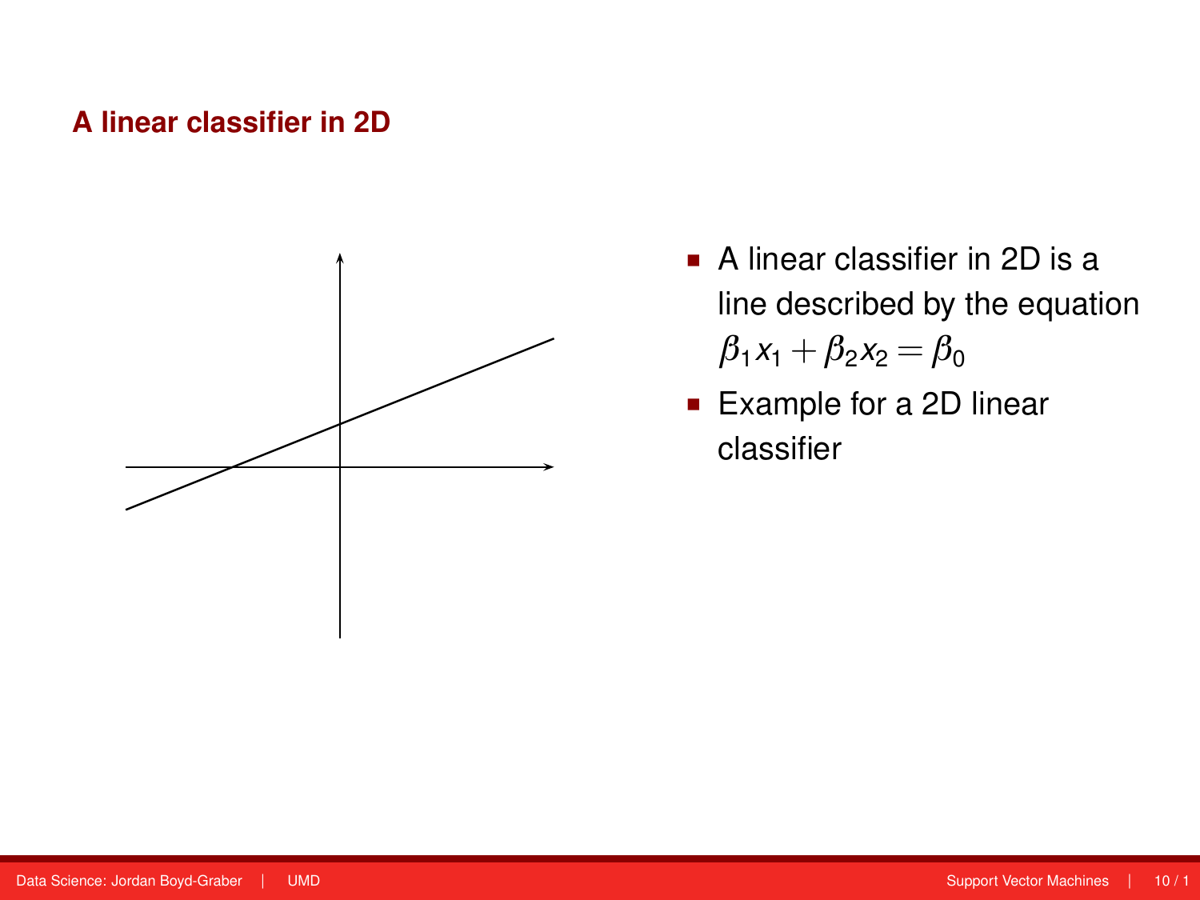## A linear classifier in 2D

- A linear classifier in 2D is a line described by the equation $\beta_1 x_1 + \beta_2 x_2 = \beta_0$
- Example for a 2D linear classifier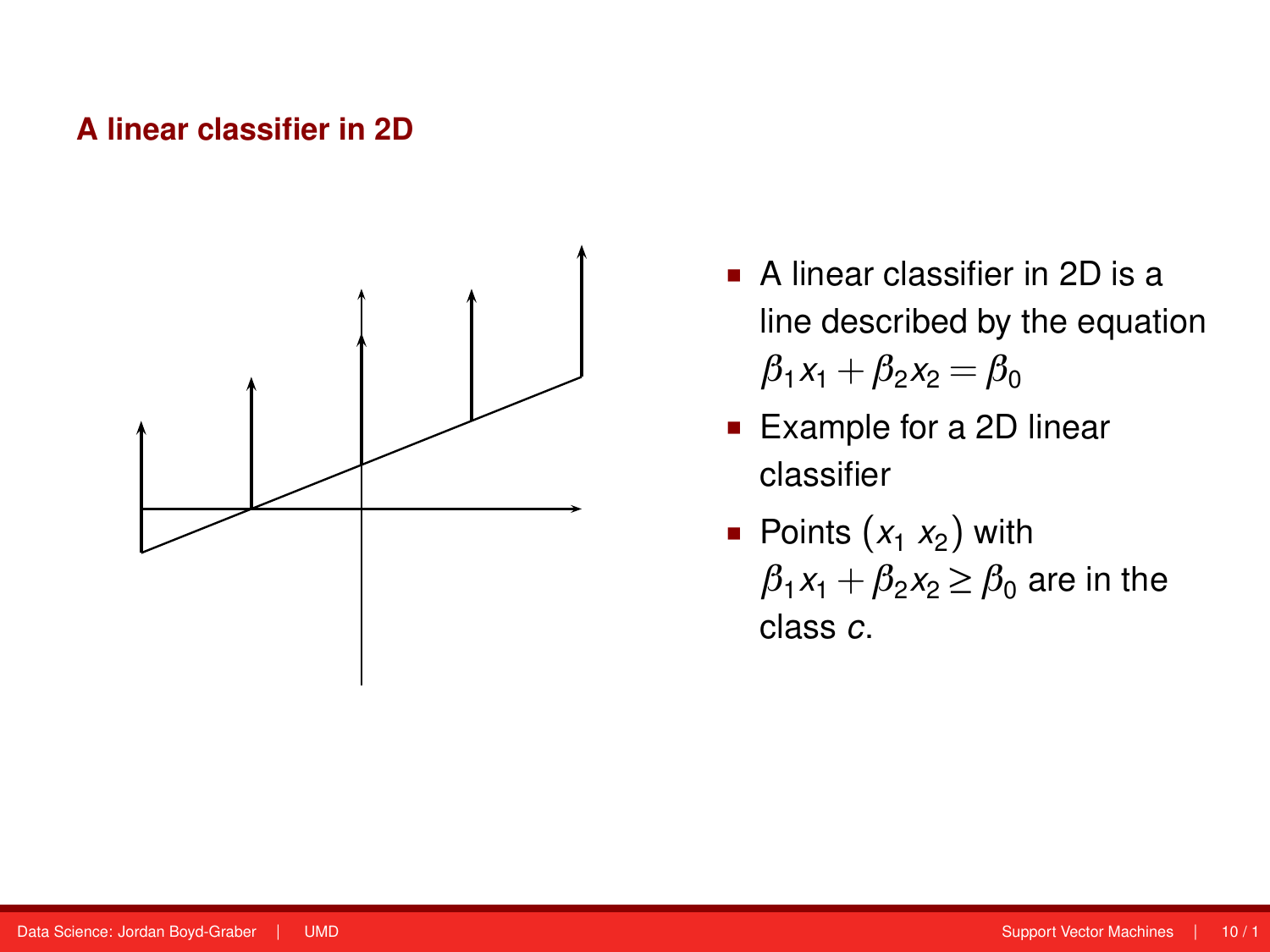## A linear classifier in 2D

- A linear classifier in 2D is a line described by the equation $\beta_1 x_1 + \beta_2 x_2 = \beta_0$
- Example for a 2D linear classifier
- Points $(x_1 \; x_2)$ with $\beta_1 x_1 + \beta_2 x_2 \geq \beta_0$ are in the class $c$.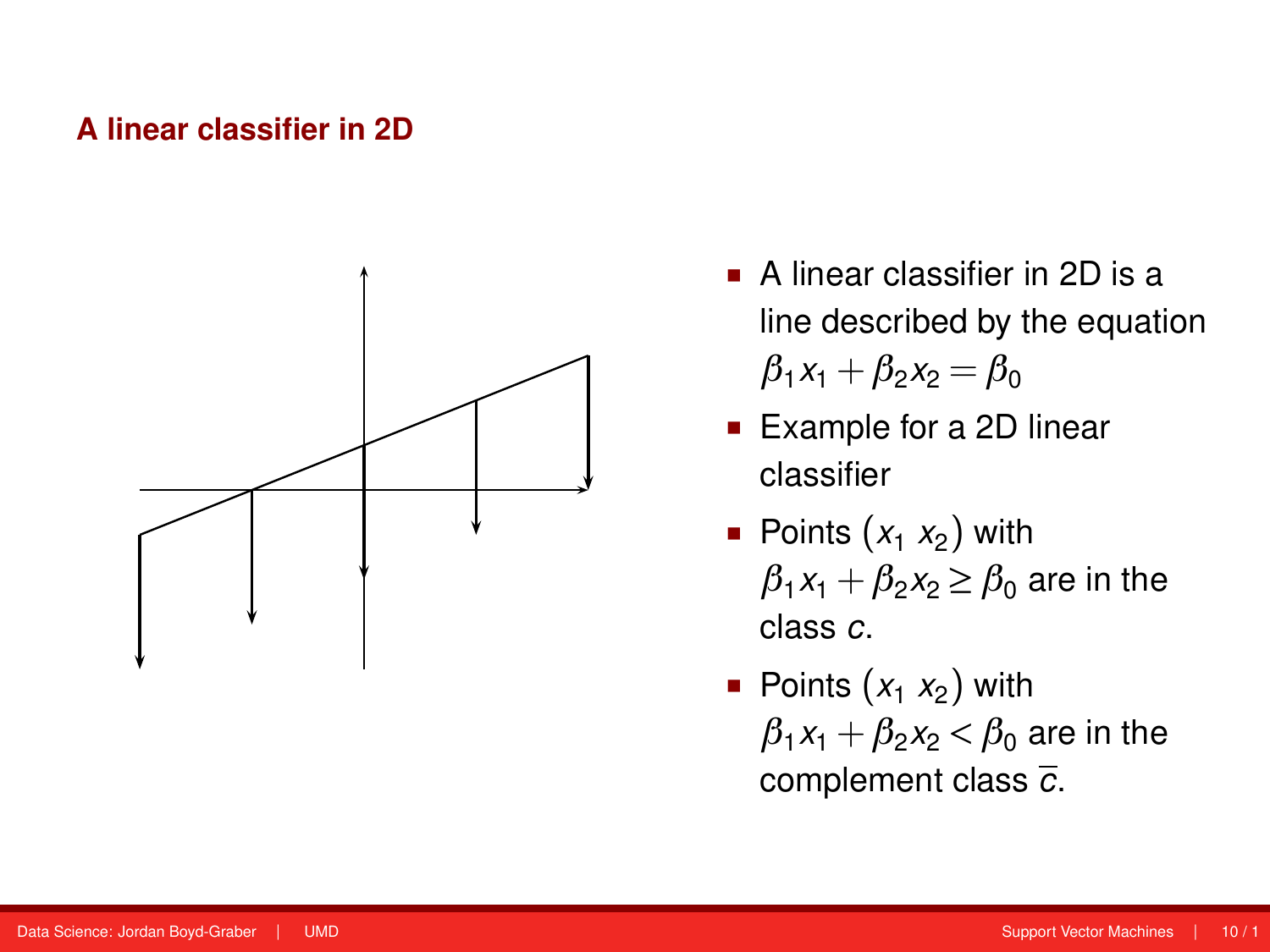## A linear classifier in 2D

- A linear classifier in 2D is a line described by the equation $\beta_1 x_1 + \beta_2 x_2 = \beta_0$
- Example for a 2D linear classifier
- Points $(x_1 \; x_2)$ with $\beta_1 x_1 + \beta_2 x_2 \geq \beta_0$ are in the class $c$.
- Points $(x_1 \; x_2)$ with $\beta_1 x_1 + \beta_2 x_2 < \beta_0$ are in the complement class $\overline{c}$.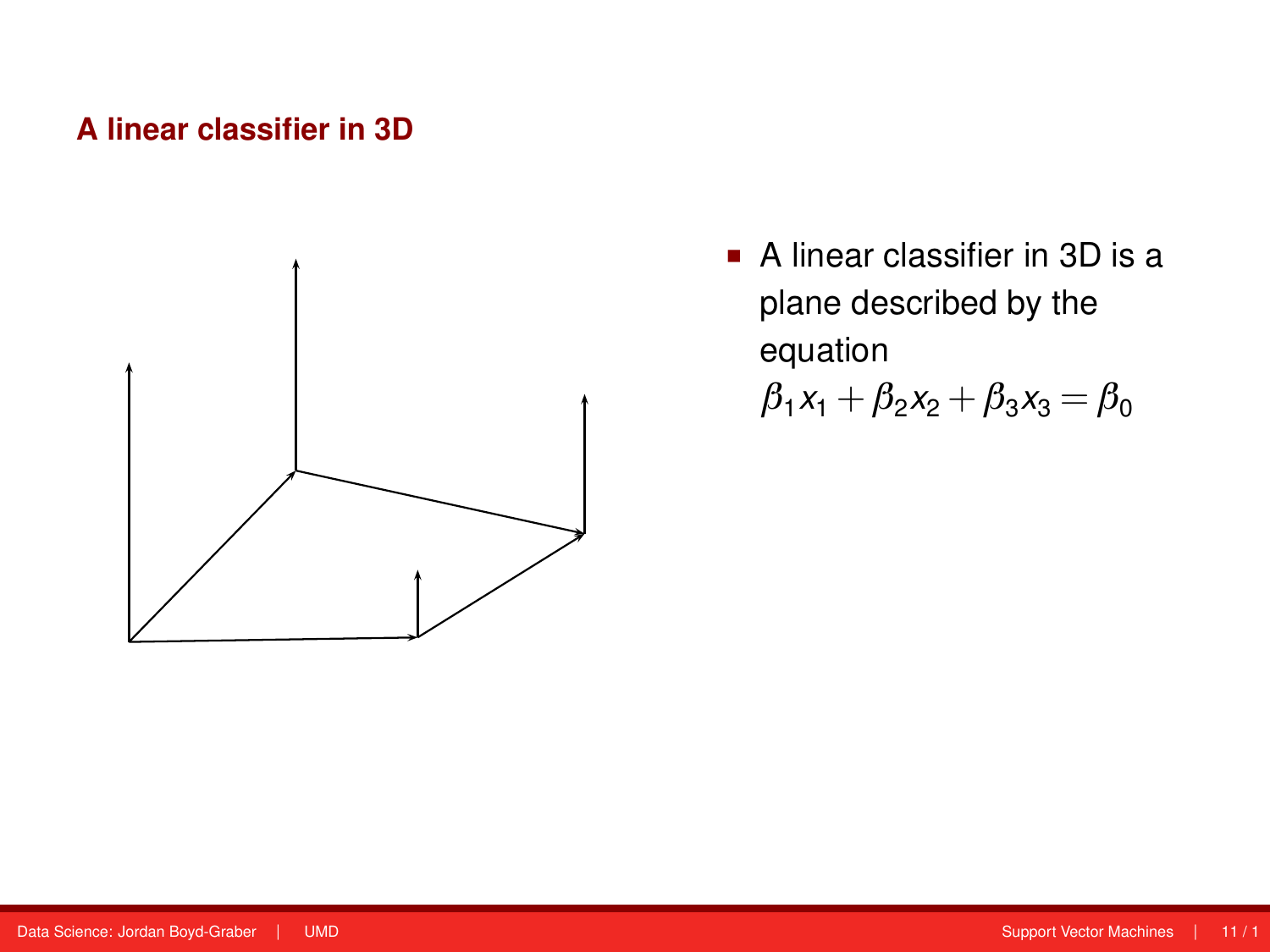## A linear classifier in 3D

- A linear classifier in 3D is a plane described by the equation $\beta_1 x_1 + \beta_2 x_2 + \beta_3 x_3 = \beta_0$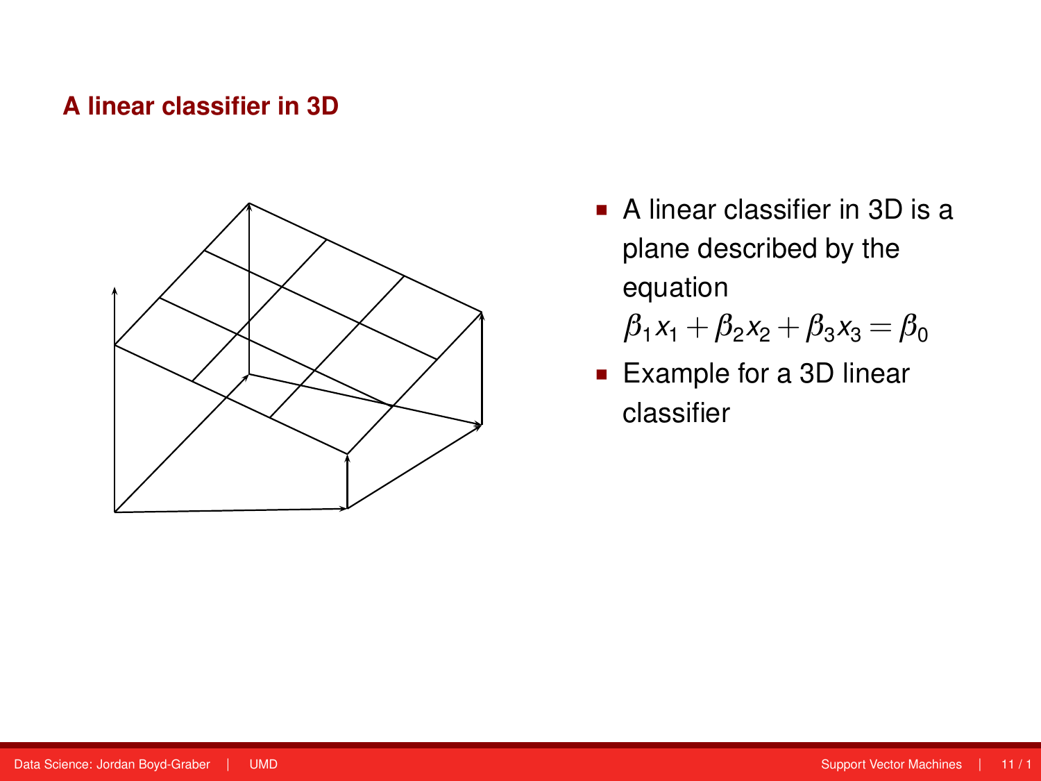## A linear classifier in 3D

- A linear classifier in 3D is a plane described by the equation $\beta_1 x_1 + \beta_2 x_2 + \beta_3 x_3 = \beta_0$
- Example for a 3D linear classifier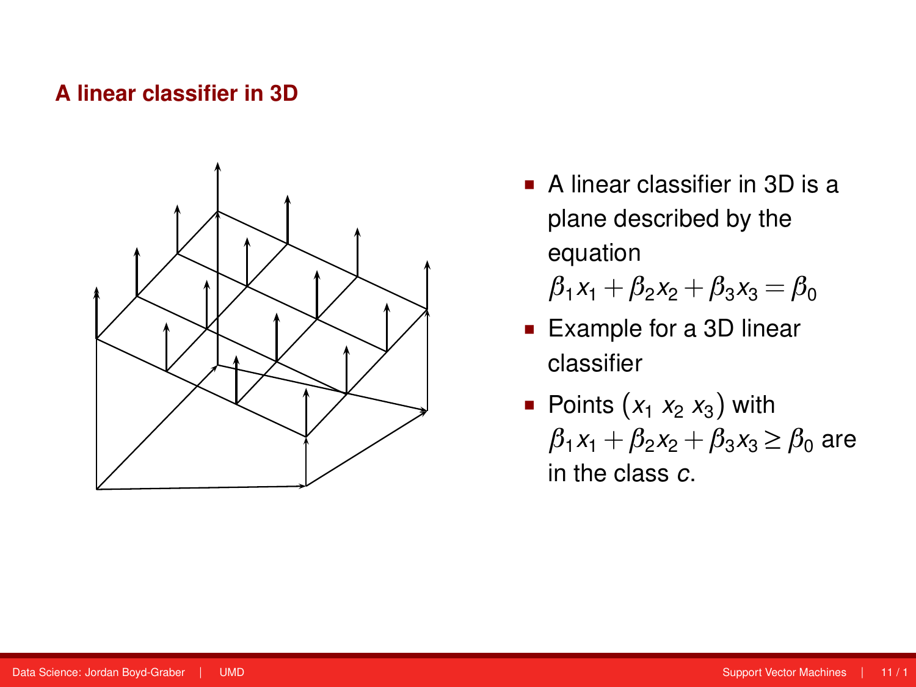## A linear classifier in 3D

- A linear classifier in 3D is a plane described by the equation $\beta_1 x_1 + \beta_2 x_2 + \beta_3 x_3 = \beta_0$
- Example for a 3D linear classifier
- Points $(x_1 \; x_2 \; x_3)$ with $\beta_1 x_1 + \beta_2 x_2 + \beta_3 x_3 \geq \beta_0$ are in the class $c$.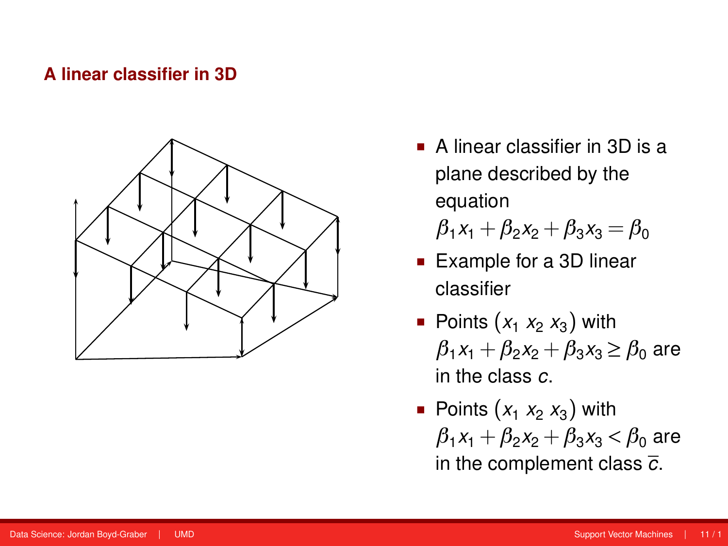## A linear classifier in 3D

- A linear classifier in 3D is a plane described by the equation $\beta_1 x_1 + \beta_2 x_2 + \beta_3 x_3 = \beta_0$
- Example for a 3D linear classifier
- Points $(x_1 \ x_2 \ x_3)$ with $\beta_1 x_1 + \beta_2 x_2 + \beta_3 x_3 \geq \beta_0$ are in the class $c$.
- Points $(x_1 \ x_2 \ x_3)$ with $\beta_1 x_1 + \beta_2 x_2 + \beta_3 x_3 < \beta_0$ are in the complement class $\overline{c}$.